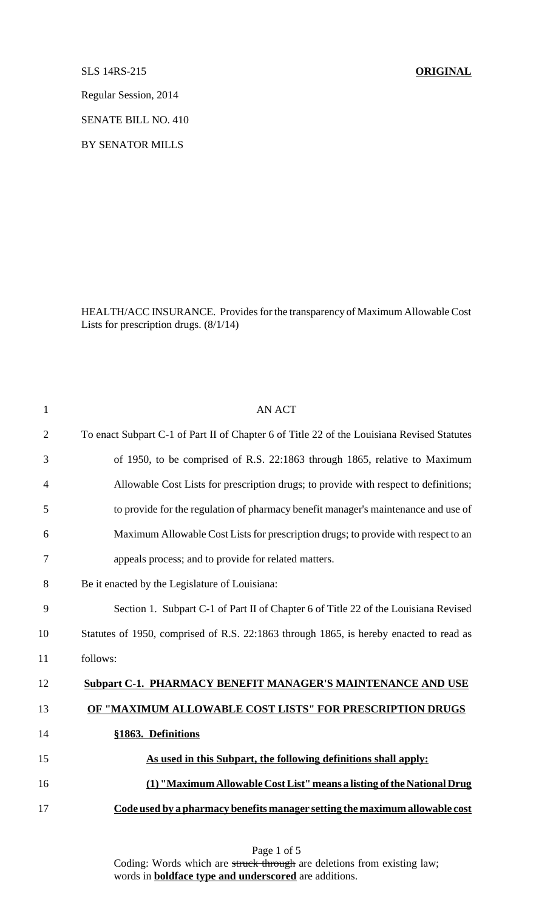SLS 14RS-215 **ORIGINAL**

Regular Session, 2014

SENATE BILL NO. 410

BY SENATOR MILLS

HEALTH/ACC INSURANCE. Provides for the transparency of Maximum Allowable Cost Lists for prescription drugs. (8/1/14)

AN ACT

To enact Subpart C-1 of Part II of Chapter 6 of Title 22 of the Louisiana Revised Statutes of 1950, to be comprised of R.S. 22:1863 through 1865, relative to Maximum Allowable Cost Lists for prescription drugs; to provide with respect to definitions; to provide for the regulation of pharmacy benefit manager's maintenance and use of Maximum Allowable Cost Lists for prescription drugs; to provide with respect to an appeals process; and to provide for related matters.

Be it enacted by the Legislature of Louisiana:

Section 1. Subpart C-1 of Part II of Chapter 6 of Title 22 of the Louisiana Revised Statutes of 1950, comprised of R.S. 22:1863 through 1865, is hereby enacted to read as follows:

**Subpart C-1. PHARMACY BENEFIT MANAGER'S MAINTENANCE AND USE OF "MAXIMUM ALLOWABLE COST LISTS" FOR PRESCRIPTION DRUGS**

**§1863. Definitions**

**As used in this Subpart, the following definitions shall apply:**

**(1) "Maximum Allowable Cost List" means a listing of the National Drug Code used by a pharmacy benefits manager setting the maximum allowable cost**

Coding: Words which are ~~struck through~~ are deletions from existing law; words in **boldface type and underscored** are additions.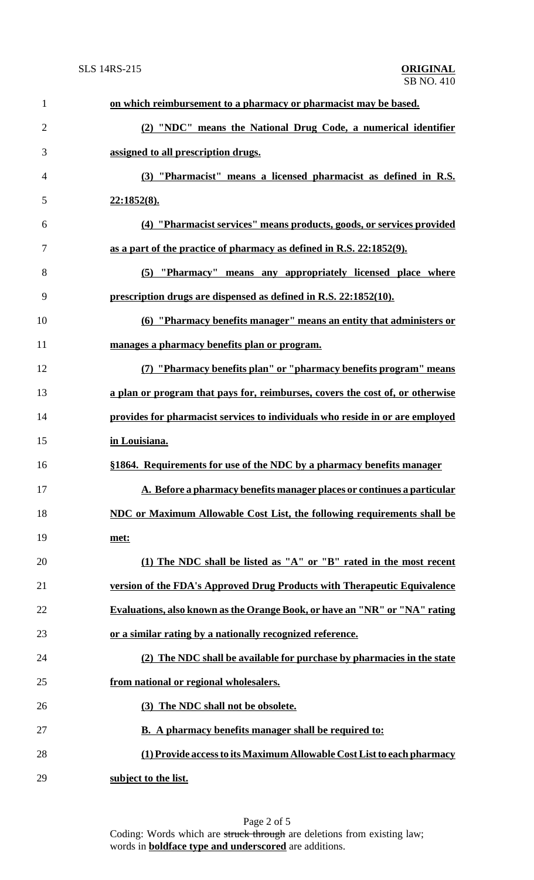**on which reimbursement to a pharmacy or pharmacist may be based.**

**(2) "NDC" means the National Drug Code, a numerical identifier assigned to all prescription drugs.**

**(3) "Pharmacist" means a licensed pharmacist as defined in R.S. 22:1852(8).**

**(4) "Pharmacist services" means products, goods, or services provided as a part of the practice of pharmacy as defined in R.S. 22:1852(9).**

**(5) "Pharmacy" means any appropriately licensed place where prescription drugs are dispensed as defined in R.S. 22:1852(10).**

**(6) "Pharmacy benefits manager" means an entity that administers or manages a pharmacy benefits plan or program.**

**(7) "Pharmacy benefits plan" or "pharmacy benefits program" means a plan or program that pays for, reimburses, covers the cost of, or otherwise provides for pharmacist services to individuals who reside in or are employed in Louisiana.**

**§1864. Requirements for use of the NDC by a pharmacy benefits manager**

**A. Before a pharmacy benefits manager places or continues a particular NDC or Maximum Allowable Cost List, the following requirements shall be met:**

**(1) The NDC shall be listed as "A" or "B" rated in the most recent version of the FDA's Approved Drug Products with Therapeutic Equivalence Evaluations, also known as the Orange Book, or have an "NR" or "NA" rating or a similar rating by a nationally recognized reference.**

**(2) The NDC shall be available for purchase by pharmacies in the state from national or regional wholesalers.**

**(3) The NDC shall not be obsolete.**

**B. A pharmacy benefits manager shall be required to:**

**(1) Provide access to its Maximum Allowable Cost List to each pharmacy subject to the list.**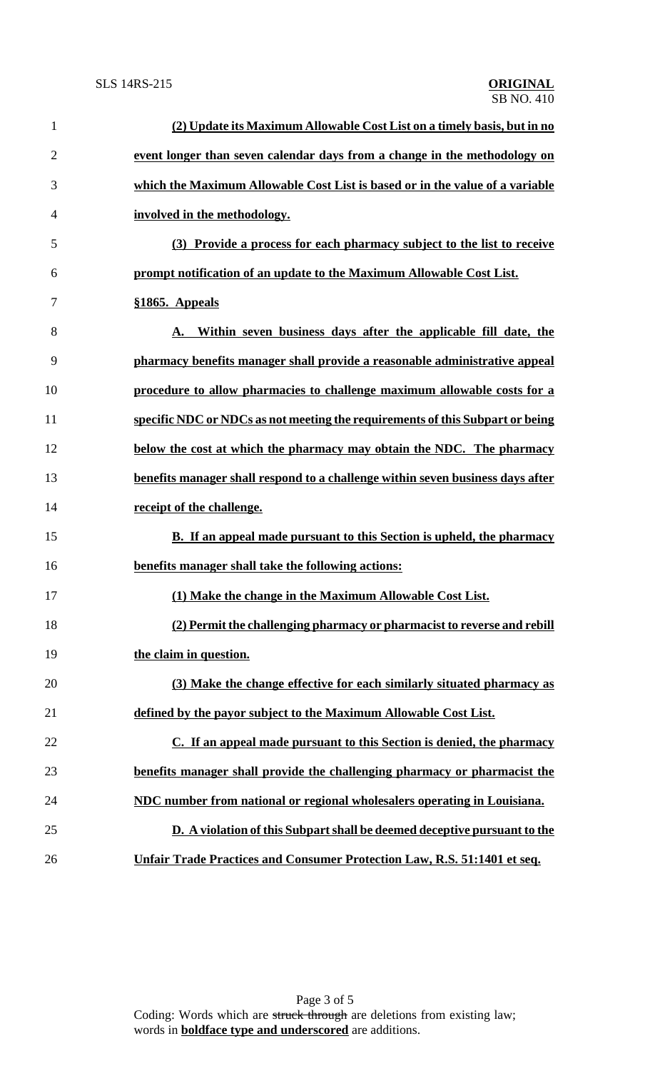**(2) Update its Maximum Allowable Cost List on a timely basis, but in no event longer than seven calendar days from a change in the methodology on which the Maximum Allowable Cost List is based or in the value of a variable involved in the methodology.**

**(3) Provide a process for each pharmacy subject to the list to receive prompt notification of an update to the Maximum Allowable Cost List.**

**§1865. Appeals**

**A. Within seven business days after the applicable fill date, the pharmacy benefits manager shall provide a reasonable administrative appeal procedure to allow pharmacies to challenge maximum allowable costs for a specific NDC or NDCs as not meeting the requirements of this Subpart or being below the cost at which the pharmacy may obtain the NDC. The pharmacy benefits manager shall respond to a challenge within seven business days after receipt of the challenge.**

**B. If an appeal made pursuant to this Section is upheld, the pharmacy benefits manager shall take the following actions:**

**(1) Make the change in the Maximum Allowable Cost List.**

**(2) Permit the challenging pharmacy or pharmacist to reverse and rebill the claim in question.**

**(3) Make the change effective for each similarly situated pharmacy as defined by the payor subject to the Maximum Allowable Cost List.**

**C. If an appeal made pursuant to this Section is denied, the pharmacy benefits manager shall provide the challenging pharmacy or pharmacist the NDC number from national or regional wholesalers operating in Louisiana.**

**D. A violation of this Subpart shall be deemed deceptive pursuant to the Unfair Trade Practices and Consumer Protection Law, R.S. 51:1401 et seq.**

Coding: Words which are ~~struck through~~ are deletions from existing law; words in **boldface type and underscored** are additions.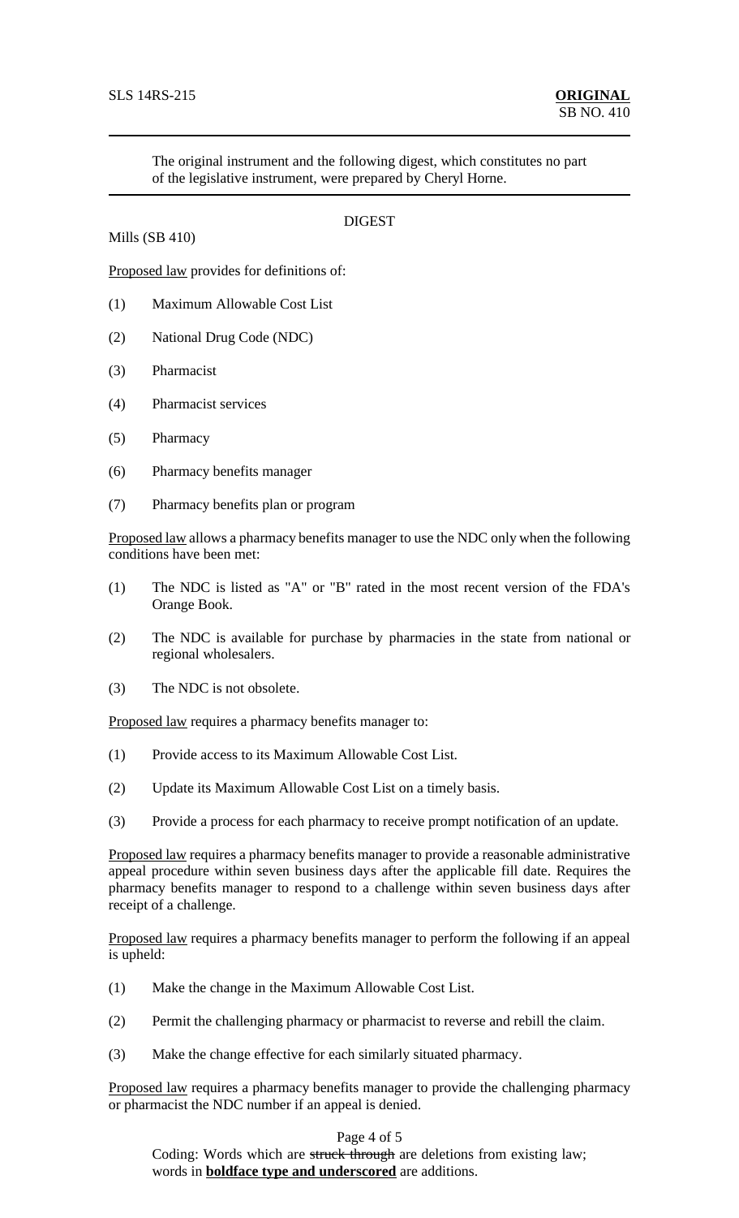SLS 14RS-215 **ORIGINAL**
SB NO. 410

The original instrument and the following digest, which constitutes no part of the legislative instrument, were prepared by Cheryl Horne.

DIGEST

Mills (SB 410)

Proposed law provides for definitions of:

(1) Maximum Allowable Cost List

(2) National Drug Code (NDC)

(3) Pharmacist

(4) Pharmacist services

(5) Pharmacy

(6) Pharmacy benefits manager

(7) Pharmacy benefits plan or program

Proposed law allows a pharmacy benefits manager to use the NDC only when the following conditions have been met:

(1) The NDC is listed as "A" or "B" rated in the most recent version of the FDA's Orange Book.

(2) The NDC is available for purchase by pharmacies in the state from national or regional wholesalers.

(3) The NDC is not obsolete.

Proposed law requires a pharmacy benefits manager to:

(1) Provide access to its Maximum Allowable Cost List.

(2) Update its Maximum Allowable Cost List on a timely basis.

(3) Provide a process for each pharmacy to receive prompt notification of an update.

Proposed law requires a pharmacy benefits manager to provide a reasonable administrative appeal procedure within seven business days after the applicable fill date. Requires the pharmacy benefits manager to respond to a challenge within seven business days after receipt of a challenge.

Proposed law requires a pharmacy benefits manager to perform the following if an appeal is upheld:

(1) Make the change in the Maximum Allowable Cost List.

(2) Permit the challenging pharmacy or pharmacist to reverse and rebill the claim.

(3) Make the change effective for each similarly situated pharmacy.

Proposed law requires a pharmacy benefits manager to provide the challenging pharmacy or pharmacist the NDC number if an appeal is denied.

Coding: Words which are ~~struck through~~ are deletions from existing law; words in **boldface type and underscored** are additions.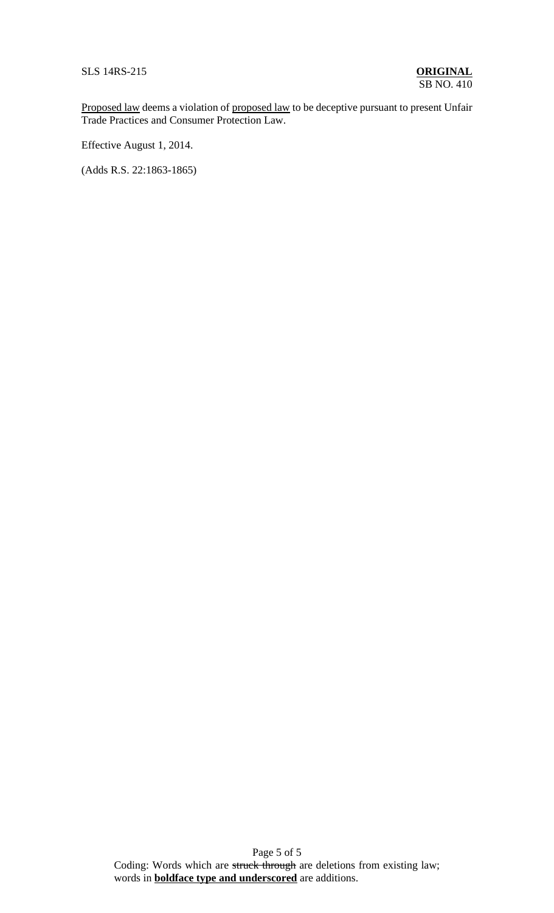Proposed law deems a violation of proposed law to be deceptive pursuant to present Unfair Trade Practices and Consumer Protection Law.

Effective August 1, 2014.

(Adds R.S. 22:1863-1865)